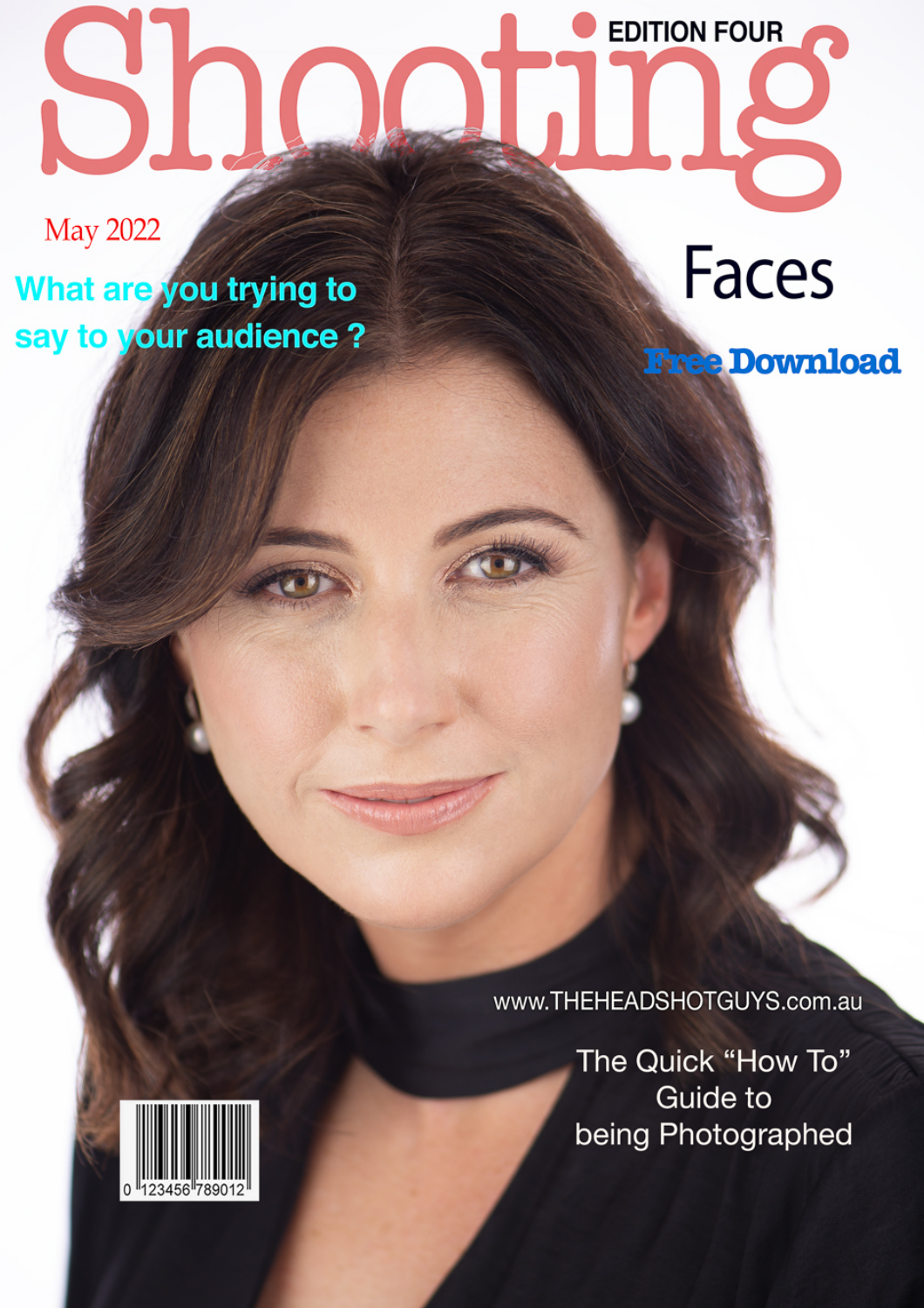# Shooting

EDITION FOUR

May 2022

## Faces

**Free Download**

What are you trying to say to your audience ?

www.THEHEADSHOTGUYS.com.au

The Quick "How To" Guide to being Photographed

0 123456 789012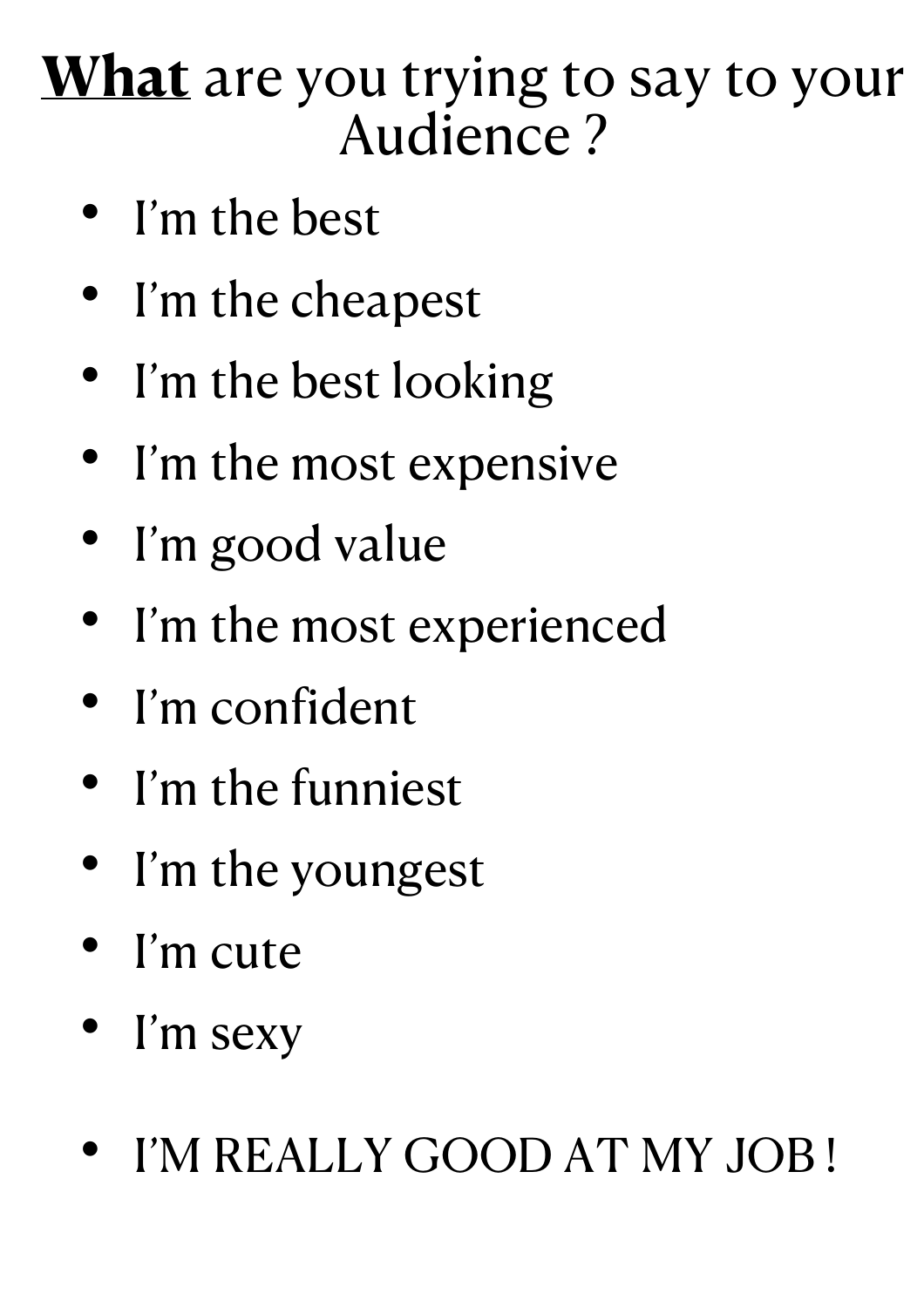# <u>**What**</u> are you trying to say to your Audience ?

- I'm the best
- I'm the cheapest
- I'm the best looking
- I'm the most expensive
- I'm good value
- I'm the most experienced
- I'm confident
- I'm the funniest
- I'm the youngest
- I'm cute
- I'm sexy

- I'M REALLY GOOD AT MY JOB !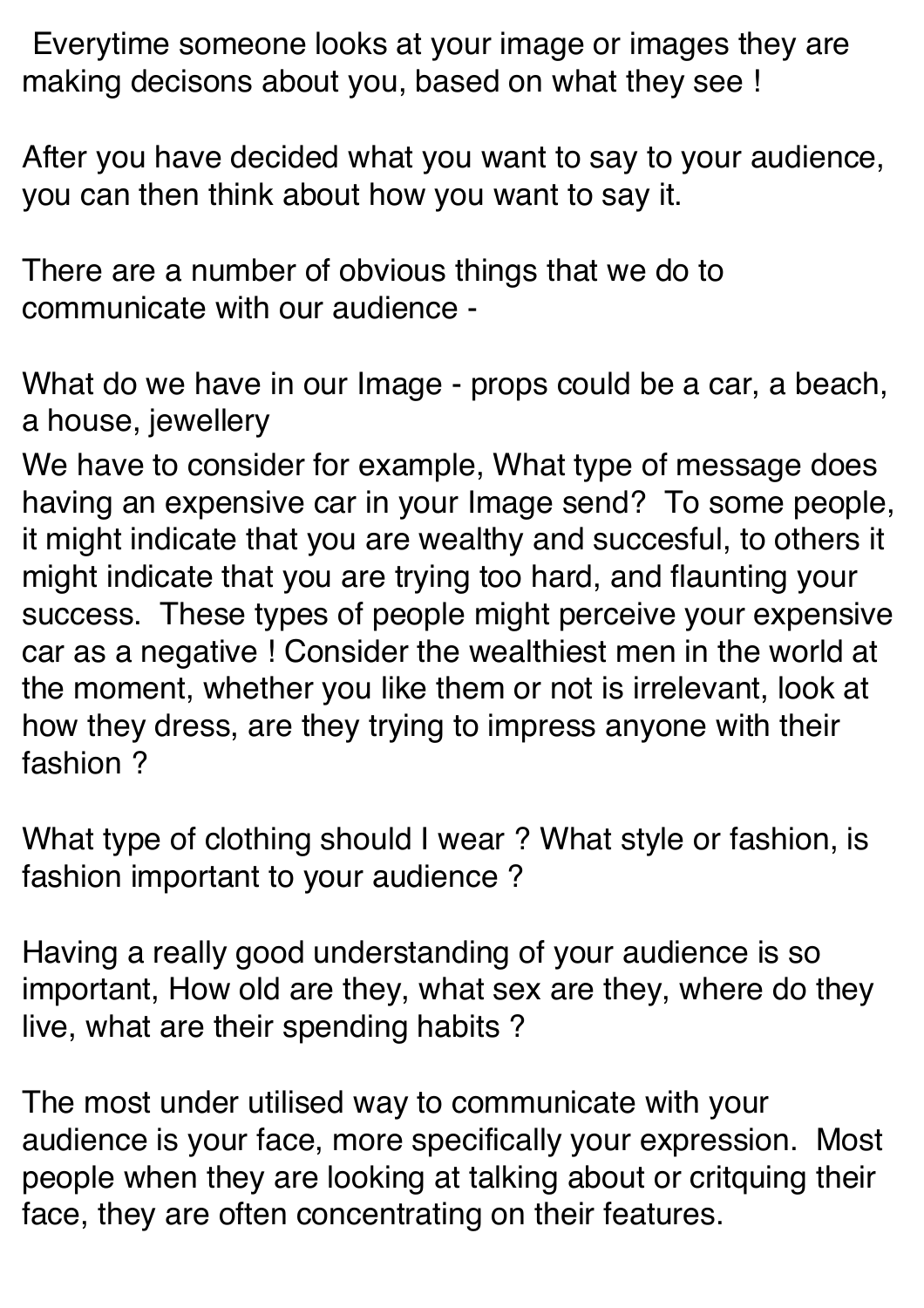Everytime someone looks at your image or images they are making decisons about you, based on what they see !

After you have decided what you want to say to your audience, you can then think about how you want to say it.

There are a number of obvious things that we do to communicate with our audience -

What do we have in our Image - props could be a car, a beach, a house, jewellery

We have to consider for example, What type of message does having an expensive car in your Image send? To some people, it might indicate that you are wealthy and succesful, to others it might indicate that you are trying too hard, and flaunting your success. These types of people might perceive your expensive car as a negative ! Consider the wealthiest men in the world at the moment, whether you like them or not is irrelevant, look at how they dress, are they trying to impress anyone with their fashion ?

What type of clothing should I wear ? What style or fashion, is fashion important to your audience ?

Having a really good understanding of your audience is so important, How old are they, what sex are they, where do they live, what are their spending habits ?

The most under utilised way to communicate with your audience is your face, more specifically your expression. Most people when they are looking at talking about or critquing their face, they are often concentrating on their features.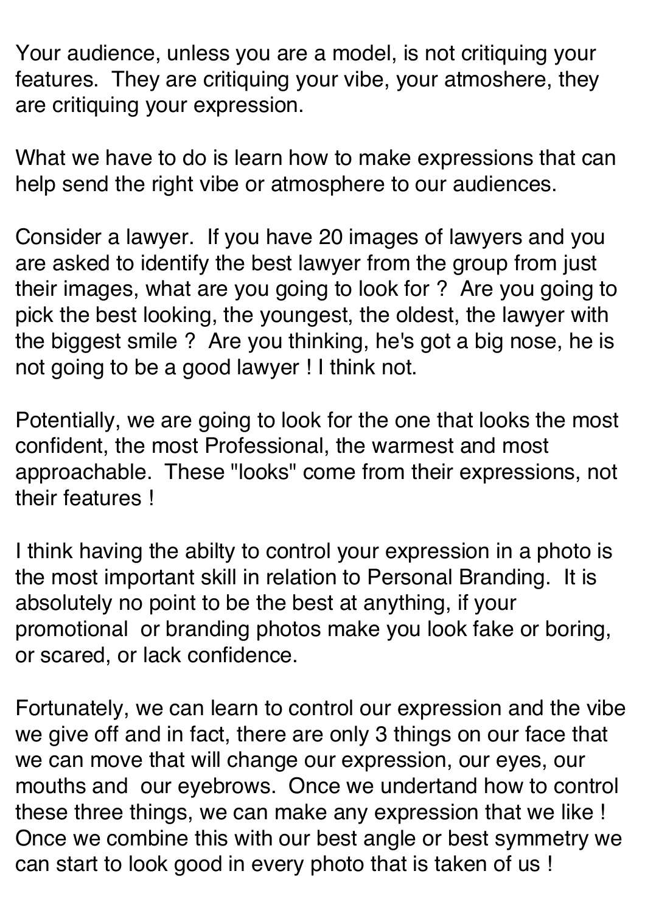Your audience, unless you are a model, is not critiquing your features. They are critiquing your vibe, your atmoshere, they are critiquing your expression.

What we have to do is learn how to make expressions that can help send the right vibe or atmosphere to our audiences.

Consider a lawyer. If you have 20 images of lawyers and you are asked to identify the best lawyer from the group from just their images, what are you going to look for ? Are you going to pick the best looking, the youngest, the oldest, the lawyer with the biggest smile ? Are you thinking, he's got a big nose, he is not going to be a good lawyer ! I think not.

Potentially, we are going to look for the one that looks the most confident, the most Professional, the warmest and most approachable. These "looks" come from their expressions, not their features !

I think having the abilty to control your expression in a photo is the most important skill in relation to Personal Branding. It is absolutely no point to be the best at anything, if your promotional or branding photos make you look fake or boring, or scared, or lack confidence.

Fortunately, we can learn to control our expression and the vibe we give off and in fact, there are only 3 things on our face that we can move that will change our expression, our eyes, our mouths and our eyebrows. Once we undertand how to control these three things, we can make any expression that we like ! Once we combine this with our best angle or best symmetry we can start to look good in every photo that is taken of us !